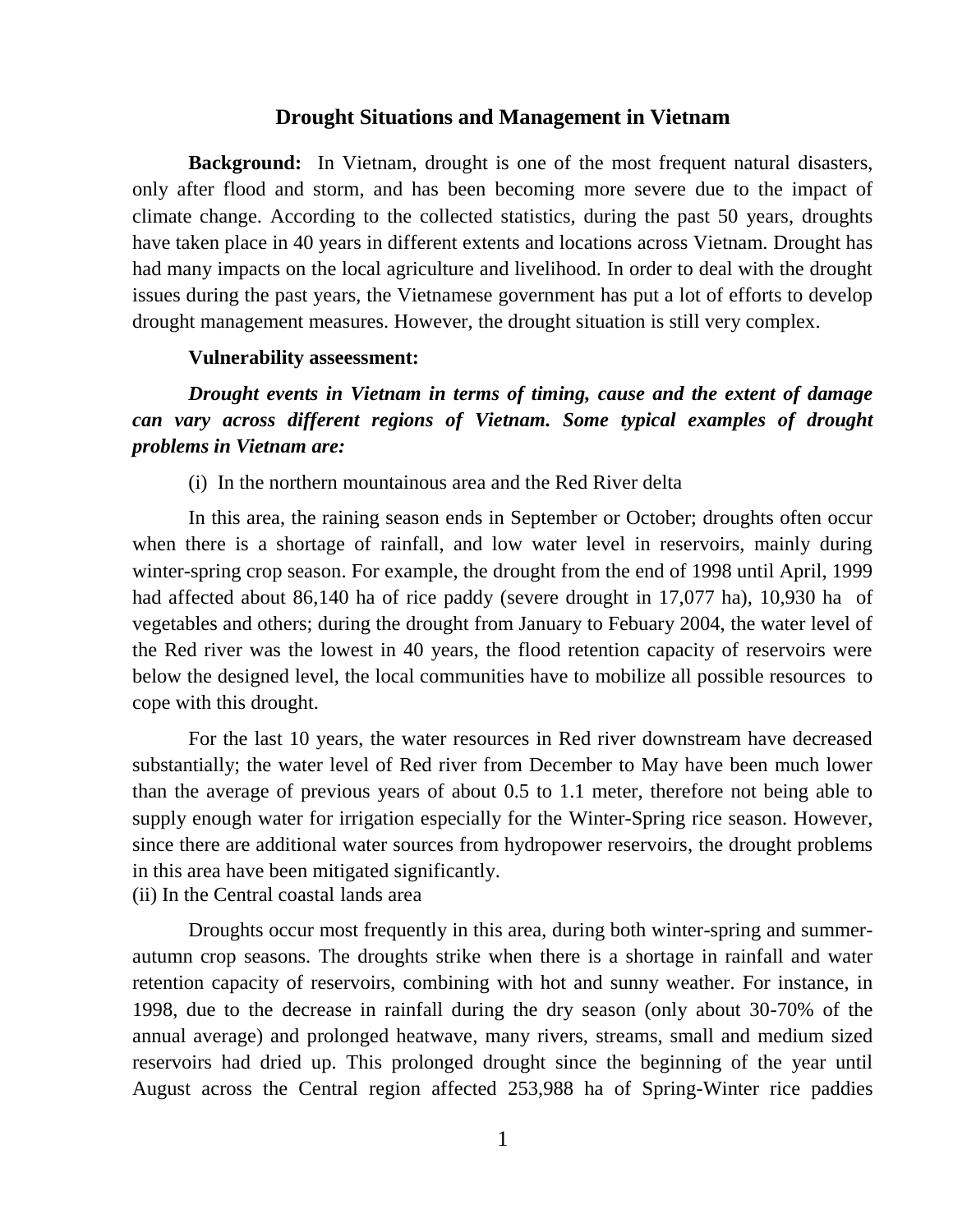# Drought Situations and Management in Vietnam

**Background:** In Vietnam, drought is one of the most frequent natural disasters, only after flood and storm, and has been becoming more severe due to the impact of climate change. According to the collected statistics, during the past 50 years, droughts have taken place in 40 years in different extents and locations across Vietnam. Drought has had many impacts on the local agriculture and livelihood. In order to deal with the drought issues during the past years, the Vietnamese government has put a lot of efforts to develop drought management measures. However, the drought situation is still very complex.

**Vulnerability asseessment:**

***Drought events in Vietnam in terms of timing, cause and the extent of damage can vary across different regions of Vietnam. Some typical examples of drought problems in Vietnam are:***

(i) In the northern mountainous area and the Red River delta

In this area, the raining season ends in September or October; droughts often occur when there is a shortage of rainfall, and low water level in reservoirs, mainly during winter-spring crop season. For example, the drought from the end of 1998 until April, 1999 had affected about 86,140 ha of rice paddy (severe drought in 17,077 ha), 10,930 ha of vegetables and others; during the drought from January to Febuary 2004, the water level of the Red river was the lowest in 40 years, the flood retention capacity of reservoirs were below the designed level, the local communities have to mobilize all possible resources to cope with this drought.

For the last 10 years, the water resources in Red river downstream have decreased substantially; the water level of Red river from December to May have been much lower than the average of previous years of about 0.5 to 1.1 meter, therefore not being able to supply enough water for irrigation especially for the Winter-Spring rice season. However, since there are additional water sources from hydropower reservoirs, the drought problems in this area have been mitigated significantly.

(ii) In the Central coastal lands area

Droughts occur most frequently in this area, during both winter-spring and summer-autumn crop seasons. The droughts strike when there is a shortage in rainfall and water retention capacity of reservoirs, combining with hot and sunny weather. For instance, in 1998, due to the decrease in rainfall during the dry season (only about 30-70% of the annual average) and prolonged heatwave, many rivers, streams, small and medium sized reservoirs had dried up. This prolonged drought since the beginning of the year until August across the Central region affected 253,988 ha of Spring-Winter rice paddies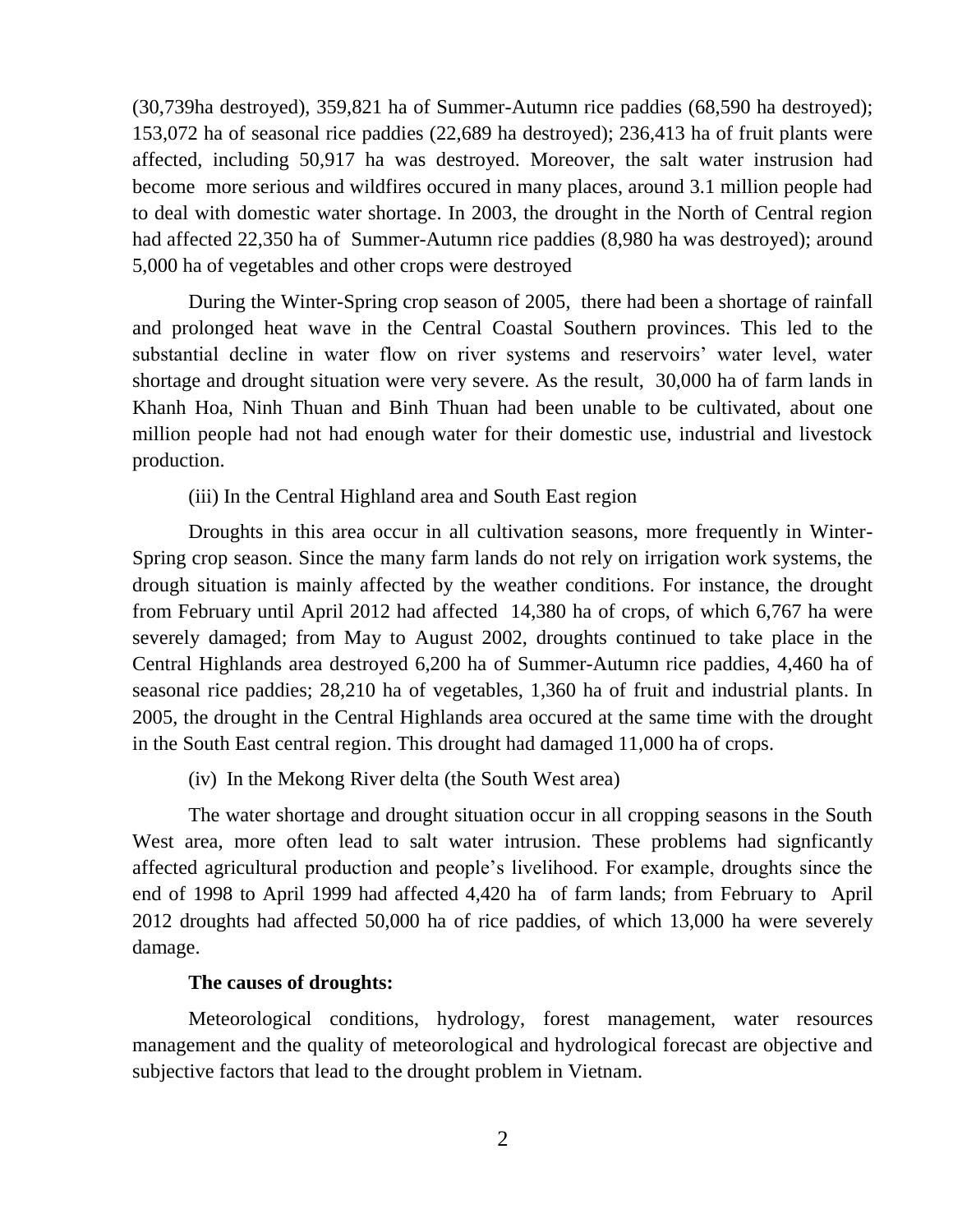(30,739ha destroyed), 359,821 ha of Summer-Autumn rice paddies (68,590 ha destroyed); 153,072 ha of seasonal rice paddies (22,689 ha destroyed); 236,413 ha of fruit plants were affected, including 50,917 ha was destroyed. Moreover, the salt water instrusion had become more serious and wildfires occured in many places, around 3.1 million people had to deal with domestic water shortage. In 2003, the drought in the North of Central region had affected 22,350 ha of Summer-Autumn rice paddies (8,980 ha was destroyed); around 5,000 ha of vegetables and other crops were destroyed

During the Winter-Spring crop season of 2005, there had been a shortage of rainfall and prolonged heat wave in the Central Coastal Southern provinces. This led to the substantial decline in water flow on river systems and reservoirs' water level, water shortage and drought situation were very severe. As the result, 30,000 ha of farm lands in Khanh Hoa, Ninh Thuan and Binh Thuan had been unable to be cultivated, about one million people had not had enough water for their domestic use, industrial and livestock production.

(iii) In the Central Highland area and South East region

Droughts in this area occur in all cultivation seasons, more frequently in Winter-Spring crop season. Since the many farm lands do not rely on irrigation work systems, the drough situation is mainly affected by the weather conditions. For instance, the drought from February until April 2012 had affected 14,380 ha of crops, of which 6,767 ha were severely damaged; from May to August 2002, droughts continued to take place in the Central Highlands area destroyed 6,200 ha of Summer-Autumn rice paddies, 4,460 ha of seasonal rice paddies; 28,210 ha of vegetables, 1,360 ha of fruit and industrial plants. In 2005, the drought in the Central Highlands area occured at the same time with the drought in the South East central region. This drought had damaged 11,000 ha of crops.

(iv) In the Mekong River delta (the South West area)

The water shortage and drought situation occur in all cropping seasons in the South West area, more often lead to salt water intrusion. These problems had signficantly affected agricultural production and people's livelihood. For example, droughts since the end of 1998 to April 1999 had affected 4,420 ha of farm lands; from February to April 2012 droughts had affected 50,000 ha of rice paddies, of which 13,000 ha were severely damage.

**The causes of droughts:**

Meteorological conditions, hydrology, forest management, water resources management and the quality of meteorological and hydrological forecast are objective and subjective factors that lead to the drought problem in Vietnam.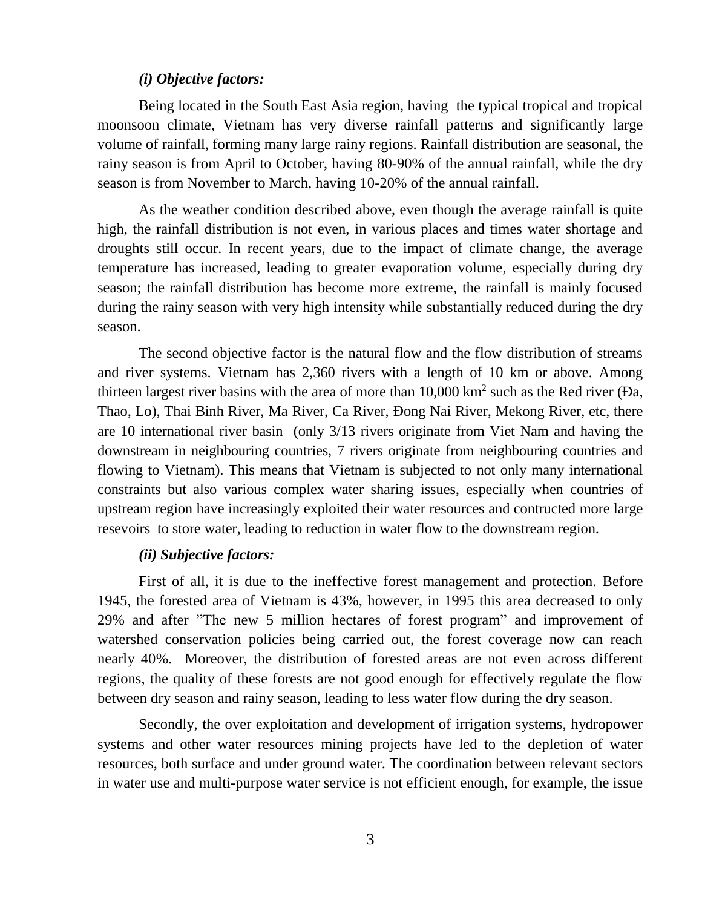*(i) Objective factors:*

Being located in the South East Asia region, having the typical tropical and tropical moonsoon climate, Vietnam has very diverse rainfall patterns and significantly large volume of rainfall, forming many large rainy regions. Rainfall distribution are seasonal, the rainy season is from April to October, having 80-90% of the annual rainfall, while the dry season is from November to March, having 10-20% of the annual rainfall.

As the weather condition described above, even though the average rainfall is quite high, the rainfall distribution is not even, in various places and times water shortage and droughts still occur. In recent years, due to the impact of climate change, the average temperature has increased, leading to greater evaporation volume, especially during dry season; the rainfall distribution has become more extreme, the rainfall is mainly focused during the rainy season with very high intensity while substantially reduced during the dry season.

The second objective factor is the natural flow and the flow distribution of streams and river systems. Vietnam has 2,360 rivers with a length of 10 km or above. Among thirteen largest river basins with the area of more than 10,000 km$^2$ such as the Red river (Đa, Thao, Lo), Thai Binh River, Ma River, Ca River, Đong Nai River, Mekong River, etc, there are 10 international river basin (only 3/13 rivers originate from Viet Nam and having the downstream in neighbouring countries, 7 rivers originate from neighbouring countries and flowing to Vietnam). This means that Vietnam is subjected to not only many international constraints but also various complex water sharing issues, especially when countries of upstream region have increasingly exploited their water resources and contructed more large resevoirs to store water, leading to reduction in water flow to the downstream region.

*(ii) Subjective factors:*

First of all, it is due to the ineffective forest management and protection. Before 1945, the forested area of Vietnam is 43%, however, in 1995 this area decreased to only 29% and after "The new 5 million hectares of forest program" and improvement of watershed conservation policies being carried out, the forest coverage now can reach nearly 40%. Moreover, the distribution of forested areas are not even across different regions, the quality of these forests are not good enough for effectively regulate the flow between dry season and rainy season, leading to less water flow during the dry season.

Secondly, the over exploitation and development of irrigation systems, hydropower systems and other water resources mining projects have led to the depletion of water resources, both surface and under ground water. The coordination between relevant sectors in water use and multi-purpose water service is not efficient enough, for example, the issue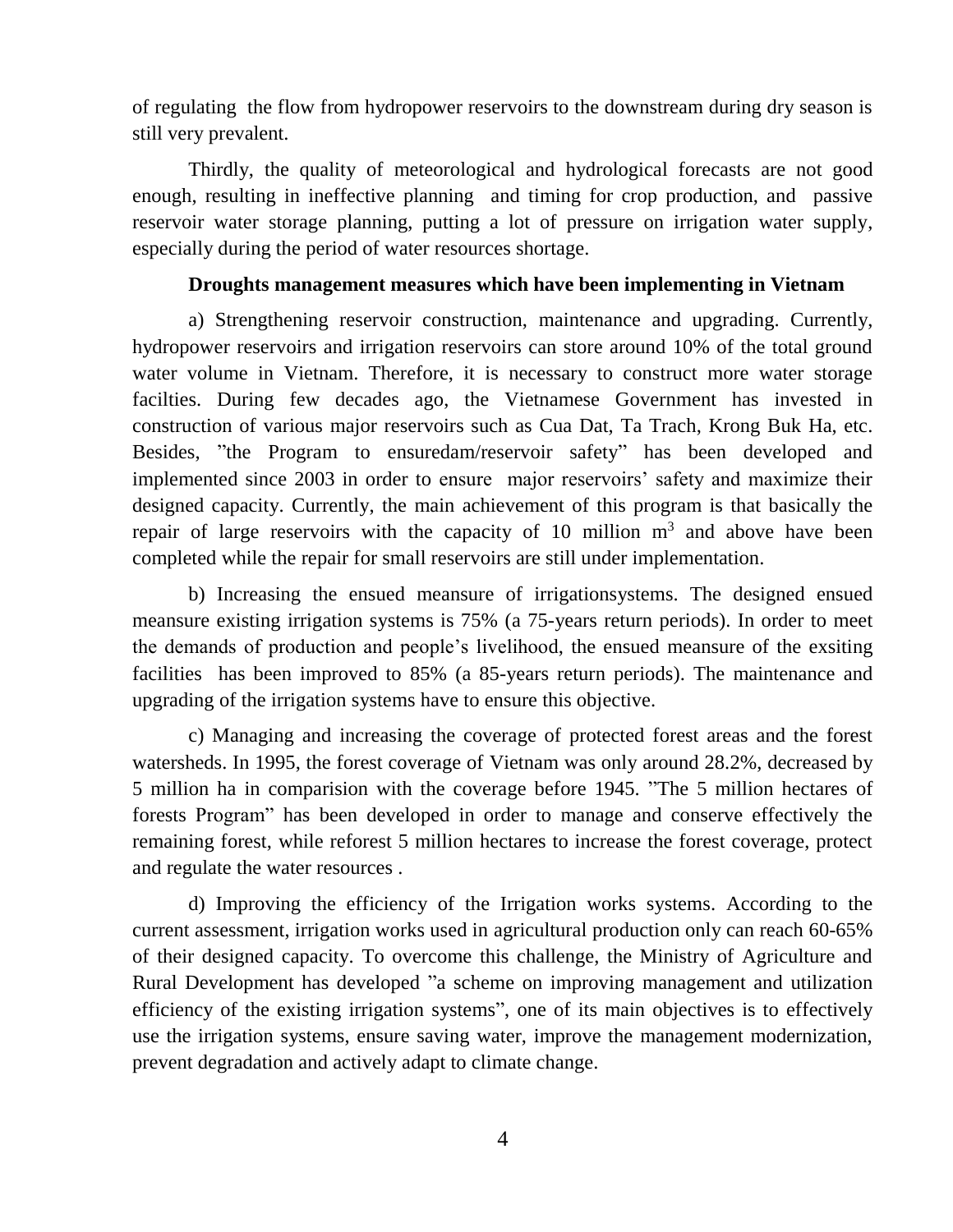of regulating the flow from hydropower reservoirs to the downstream during dry season is still very prevalent.

Thirdly, the quality of meteorological and hydrological forecasts are not good enough, resulting in ineffective planning and timing for crop production, and passive reservoir water storage planning, putting a lot of pressure on irrigation water supply, especially during the period of water resources shortage.

**Droughts management measures which have been implementing in Vietnam**

a) Strengthening reservoir construction, maintenance and upgrading. Currently, hydropower reservoirs and irrigation reservoirs can store around 10% of the total ground water volume in Vietnam. Therefore, it is necessary to construct more water storage facilties. During few decades ago, the Vietnamese Government has invested in construction of various major reservoirs such as Cua Dat, Ta Trach, Krong Buk Ha, etc. Besides, "the Program to ensuredam/reservoir safety" has been developed and implemented since 2003 in order to ensure major reservoirs' safety and maximize their designed capacity. Currently, the main achievement of this program is that basically the repair of large reservoirs with the capacity of 10 million $m^3$ and above have been completed while the repair for small reservoirs are still under implementation.

b) Increasing the ensued meansure of irrigationsystems. The designed ensued meansure existing irrigation systems is 75% (a 75-years return periods). In order to meet the demands of production and people's livelihood, the ensued meansure of the exsiting facilities has been improved to 85% (a 85-years return periods). The maintenance and upgrading of the irrigation systems have to ensure this objective.

c) Managing and increasing the coverage of protected forest areas and the forest watersheds. In 1995, the forest coverage of Vietnam was only around 28.2%, decreased by 5 million ha in comparision with the coverage before 1945. "The 5 million hectares of forests Program" has been developed in order to manage and conserve effectively the remaining forest, while reforest 5 million hectares to increase the forest coverage, protect and regulate the water resources .

d) Improving the efficiency of the Irrigation works systems. According to the current assessment, irrigation works used in agricultural production only can reach 60-65% of their designed capacity. To overcome this challenge, the Ministry of Agriculture and Rural Development has developed "a scheme on improving management and utilization efficiency of the existing irrigation systems", one of its main objectives is to effectively use the irrigation systems, ensure saving water, improve the management modernization, prevent degradation and actively adapt to climate change.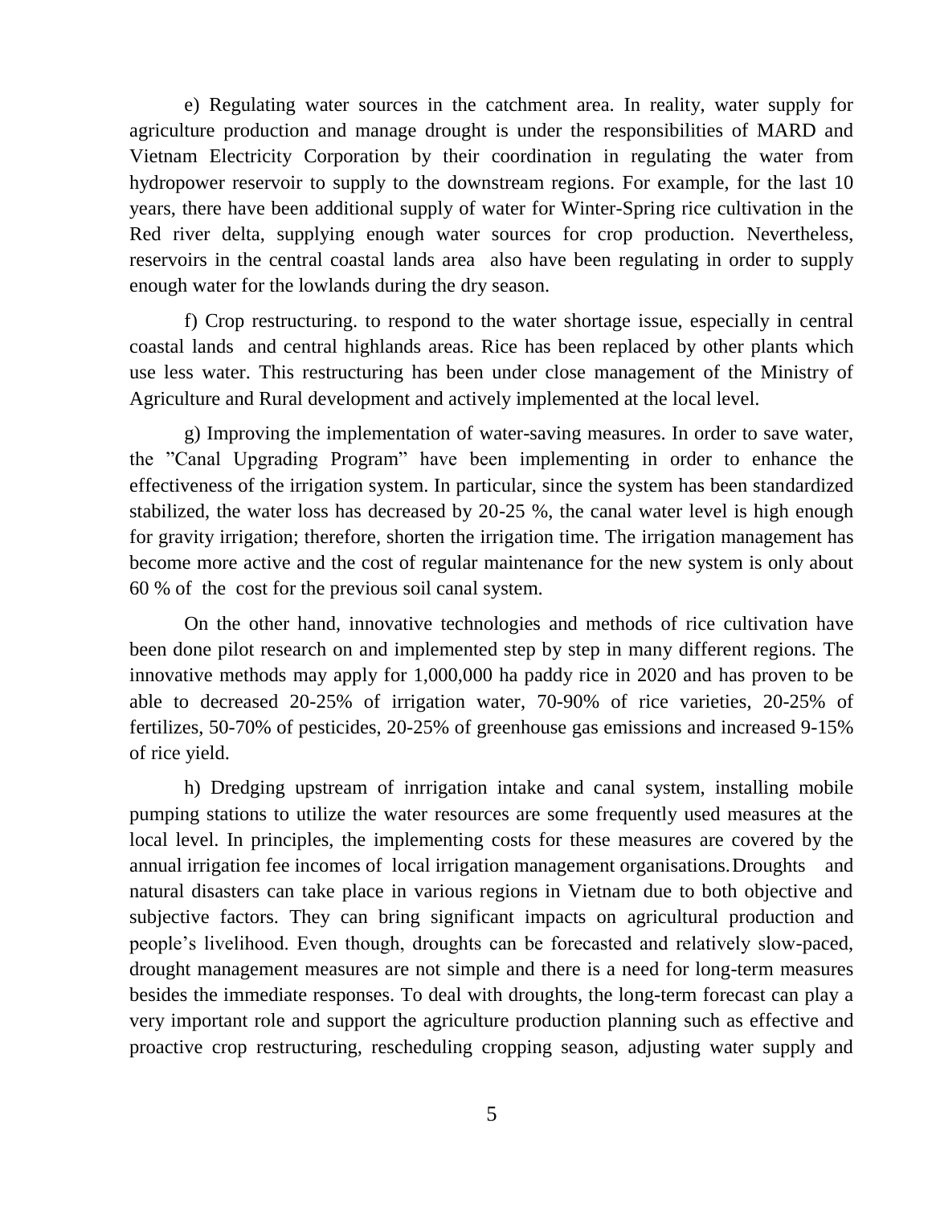e) Regulating water sources in the catchment area. In reality, water supply for agriculture production and manage drought is under the responsibilities of MARD and Vietnam Electricity Corporation by their coordination in regulating the water from hydropower reservoir to supply to the downstream regions. For example, for the last 10 years, there have been additional supply of water for Winter-Spring rice cultivation in the Red river delta, supplying enough water sources for crop production. Nevertheless, reservoirs in the central coastal lands area also have been regulating in order to supply enough water for the lowlands during the dry season.

f) Crop restructuring. to respond to the water shortage issue, especially in central coastal lands and central highlands areas. Rice has been replaced by other plants which use less water. This restructuring has been under close management of the Ministry of Agriculture and Rural development and actively implemented at the local level.

g) Improving the implementation of water-saving measures. In order to save water, the "Canal Upgrading Program" have been implementing in order to enhance the effectiveness of the irrigation system. In particular, since the system has been standardized stabilized, the water loss has decreased by 20-25 %, the canal water level is high enough for gravity irrigation; therefore, shorten the irrigation time. The irrigation management has become more active and the cost of regular maintenance for the new system is only about 60 % of the cost for the previous soil canal system.

On the other hand, innovative technologies and methods of rice cultivation have been done pilot research on and implemented step by step in many different regions. The innovative methods may apply for 1,000,000 ha paddy rice in 2020 and has proven to be able to decreased 20-25% of irrigation water, 70-90% of rice varieties, 20-25% of fertilizes, 50-70% of pesticides, 20-25% of greenhouse gas emissions and increased 9-15% of rice yield.

h) Dredging upstream of inrrigation intake and canal system, installing mobile pumping stations to utilize the water resources are some frequently used measures at the local level. In principles, the implementing costs for these measures are covered by the annual irrigation fee incomes of local irrigation management organisations. Droughts and natural disasters can take place in various regions in Vietnam due to both objective and subjective factors. They can bring significant impacts on agricultural production and people's livelihood. Even though, droughts can be forecasted and relatively slow-paced, drought management measures are not simple and there is a need for long-term measures besides the immediate responses. To deal with droughts, the long-term forecast can play a very important role and support the agriculture production planning such as effective and proactive crop restructuring, rescheduling cropping season, adjusting water supply and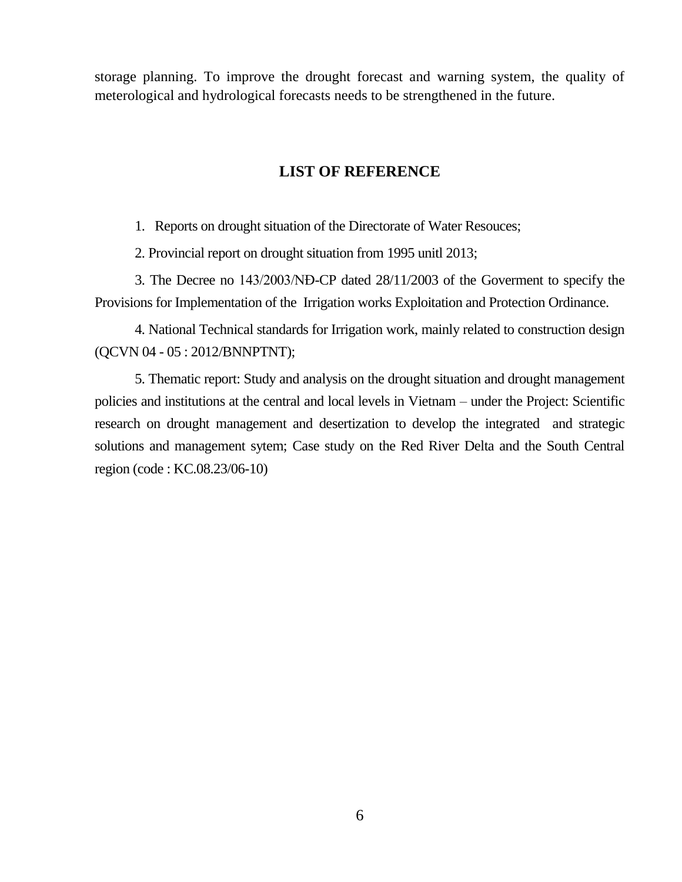storage planning. To improve the drought forecast and warning system, the quality of meterological and hydrological forecasts needs to be strengthened in the future.

## LIST OF REFERENCE

1. Reports on drought situation of the Directorate of Water Resouces;

2. Provincial report on drought situation from 1995 unitl 2013;

3. The Decree no 143/2003/NĐ-CP dated 28/11/2003 of the Goverment to specify the Provisions for Implementation of the Irrigation works Exploitation and Protection Ordinance.

4. National Technical standards for Irrigation work, mainly related to construction design (QCVN 04 - 05 : 2012/BNNPTNT);

5. Thematic report: Study and analysis on the drought situation and drought management policies and institutions at the central and local levels in Vietnam – under the Project: Scientific research on drought management and desertization to develop the integrated and strategic solutions and management sytem; Case study on the Red River Delta and the South Central region (code : KC.08.23/06-10)